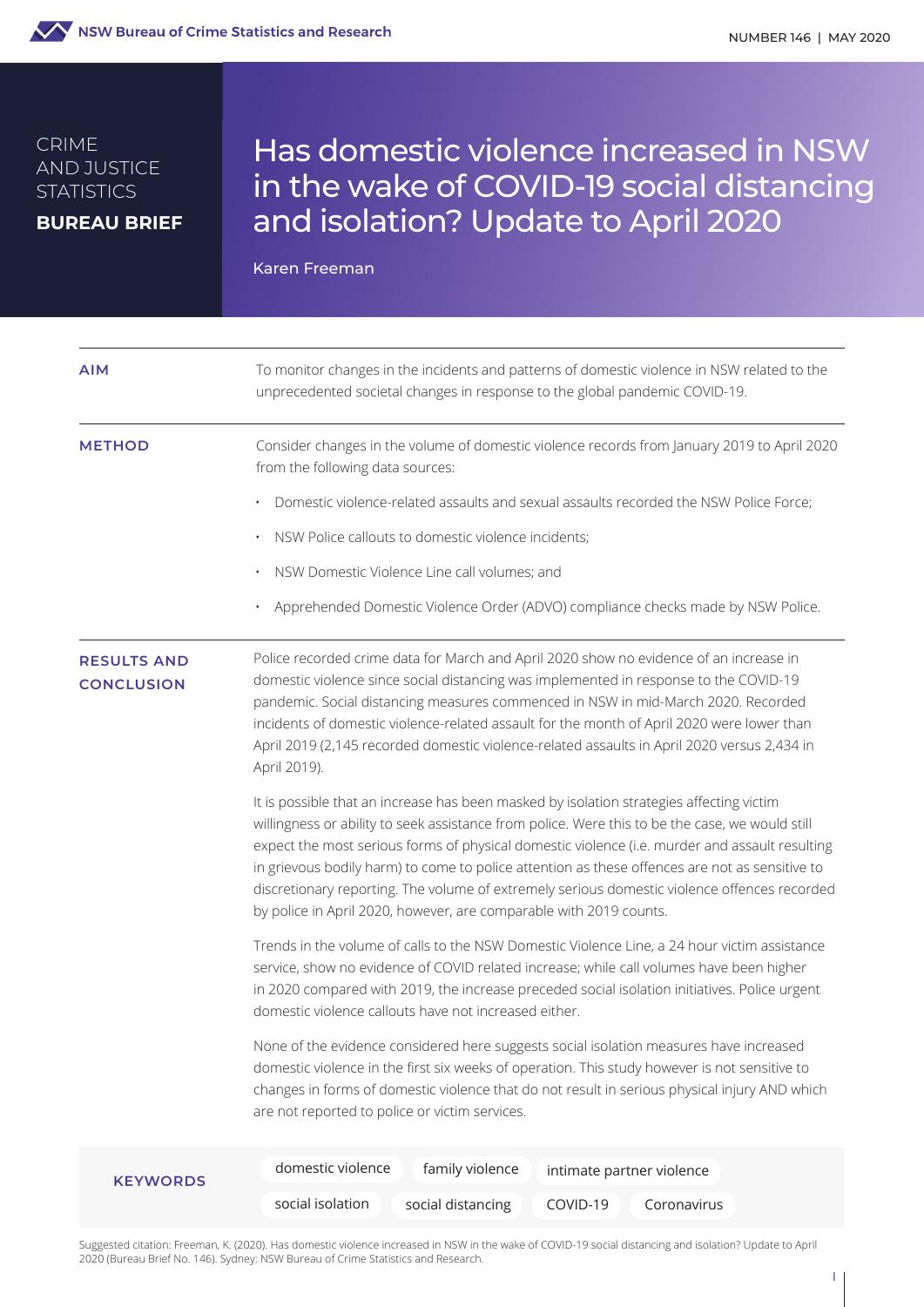NSW Bureau of Crime Statistics and Research

NUMBER 146 | MAY 2020

CRIME AND JUSTICE STATISTICS

**BUREAU BRIEF**

# Has domestic violence increased in NSW in the wake of COVID-19 social distancing and isolation? Update to April 2020

Karen Freeman

**AIM**

To monitor changes in the incidents and patterns of domestic violence in NSW related to the unprecedented societal changes in response to the global pandemic COVID-19.

**METHOD**

Consider changes in the volume of domestic violence records from January 2019 to April 2020 from the following data sources:

- Domestic violence-related assaults and sexual assaults recorded the NSW Police Force;
- NSW Police callouts to domestic violence incidents;
- NSW Domestic Violence Line call volumes; and
- Apprehended Domestic Violence Order (ADVO) compliance checks made by NSW Police.

**RESULTS AND CONCLUSION**

Police recorded crime data for March and April 2020 show no evidence of an increase in domestic violence since social distancing was implemented in response to the COVID-19 pandemic. Social distancing measures commenced in NSW in mid-March 2020. Recorded incidents of domestic violence-related assault for the month of April 2020 were lower than April 2019 (2,145 recorded domestic violence-related assaults in April 2020 versus 2,434 in April 2019).

It is possible that an increase has been masked by isolation strategies affecting victim willingness or ability to seek assistance from police. Were this to be the case, we would still expect the most serious forms of physical domestic violence (i.e. murder and assault resulting in grievous bodily harm) to come to police attention as these offences are not as sensitive to discretionary reporting. The volume of extremely serious domestic violence offences recorded by police in April 2020, however, are comparable with 2019 counts.

Trends in the volume of calls to the NSW Domestic Violence Line, a 24 hour victim assistance service, show no evidence of COVID related increase; while call volumes have been higher in 2020 compared with 2019, the increase preceded social isolation initiatives. Police urgent domestic violence callouts have not increased either.

None of the evidence considered here suggests social isolation measures have increased domestic violence in the first six weeks of operation. This study however is not sensitive to changes in forms of domestic violence that do not result in serious physical injury AND which are not reported to police or victim services.

**KEYWORDS**

domestic violence | family violence | intimate partner violence | social isolation | social distancing | COVID-19 | Coronavirus

Suggested citation: Freeman, K. (2020). Has domestic violence increased in NSW in the wake of COVID-19 social distancing and isolation? Update to April 2020 (Bureau Brief No. 146). Sydney: NSW Bureau of Crime Statistics and Research.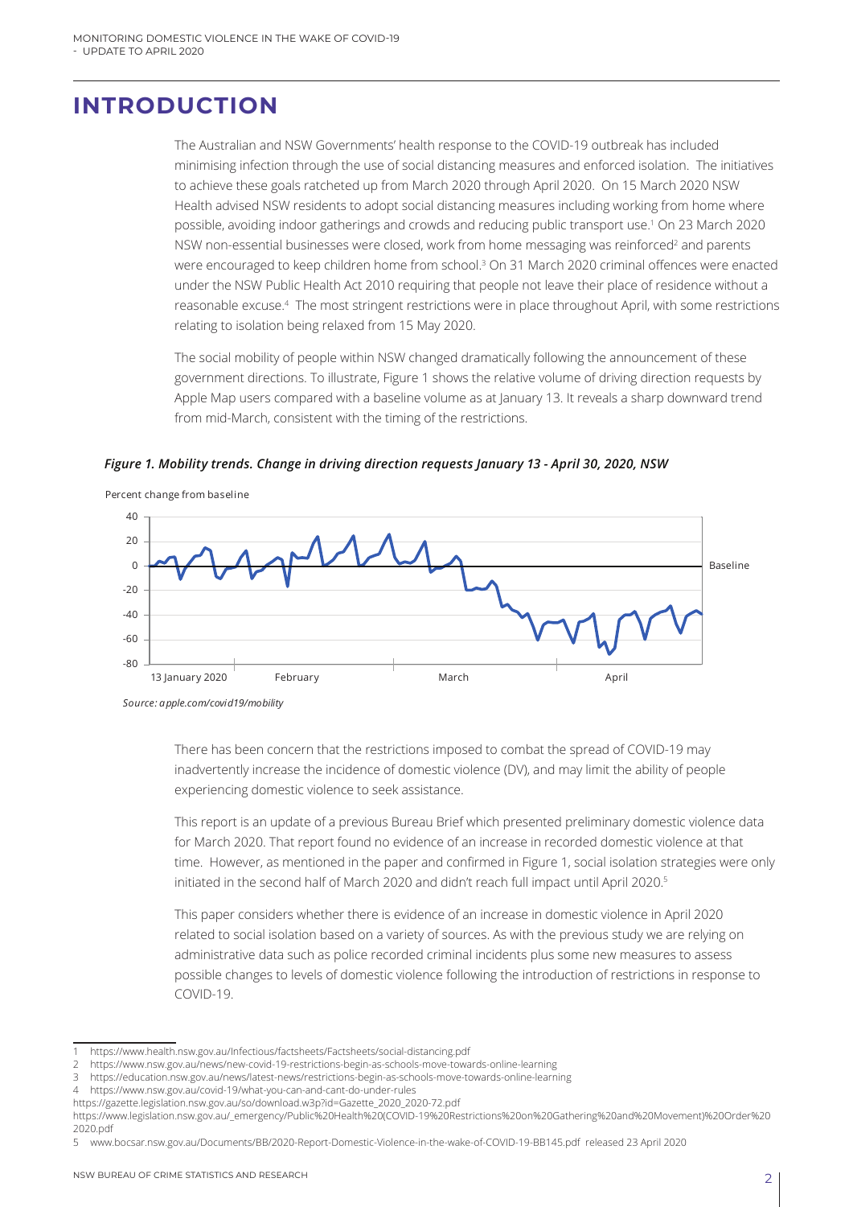# INTRODUCTION

The Australian and NSW Governments' health response to the COVID-19 outbreak has included minimising infection through the use of social distancing measures and enforced isolation. The initiatives to achieve these goals ratcheted up from March 2020 through April 2020. On 15 March 2020 NSW Health advised NSW residents to adopt social distancing measures including working from home where possible, avoiding indoor gatherings and crowds and reducing public transport use.[1] On 23 March 2020 NSW non-essential businesses were closed, work from home messaging was reinforced[2] and parents were encouraged to keep children home from school.[3] On 31 March 2020 criminal offences were enacted under the NSW Public Health Act 2010 requiring that people not leave their place of residence without a reasonable excuse.[4] The most stringent restrictions were in place throughout April, with some restrictions relating to isolation being relaxed from 15 May 2020.

The social mobility of people within NSW changed dramatically following the announcement of these government directions. To illustrate, Figure 1 shows the relative volume of driving direction requests by Apple Map users compared with a baseline volume as at January 13. It reveals a sharp downward trend from mid-March, consistent with the timing of the restrictions.

***Figure 1. Mobility trends. Change in driving direction requests January 13 - April 30, 2020, NSW***

*Source: apple.com/covid19/mobility*

There has been concern that the restrictions imposed to combat the spread of COVID-19 may inadvertently increase the incidence of domestic violence (DV), and may limit the ability of people experiencing domestic violence to seek assistance.

This report is an update of a previous Bureau Brief which presented preliminary domestic violence data for March 2020. That report found no evidence of an increase in recorded domestic violence at that time. However, as mentioned in the paper and confirmed in Figure 1, social isolation strategies were only initiated in the second half of March 2020 and didn't reach full impact until April 2020.[5]

This paper considers whether there is evidence of an increase in domestic violence in April 2020 related to social isolation based on a variety of sources. As with the previous study we are relying on administrative data such as police recorded criminal incidents plus some new measures to assess possible changes to levels of domestic violence following the introduction of restrictions in response to COVID-19.

---

1 https://www.health.nsw.gov.au/Infectious/factsheets/Factsheets/social-distancing.pdf

2 https://www.nsw.gov.au/news/new-covid-19-restrictions-begin-as-schools-move-towards-online-learning

3 https://education.nsw.gov.au/news/latest-news/restrictions-begin-as-schools-move-towards-online-learning

4 https://www.nsw.gov.au/covid-19/what-you-can-and-cant-do-under-rules
https://gazette.legislation.nsw.gov.au/so/download.w3p?id=Gazette_2020_2020-72.pdf
https://www.legislation.nsw.gov.au/_emergency/Public%20Health%20(COVID-19%20Restrictions%20on%20Gathering%20and%20Movement)%20Order%202020.pdf

5 www.bocsar.nsw.gov.au/Documents/BB/2020-Report-Domestic-Violence-in-the-wake-of-COVID-19-BB145.pdf released 23 April 2020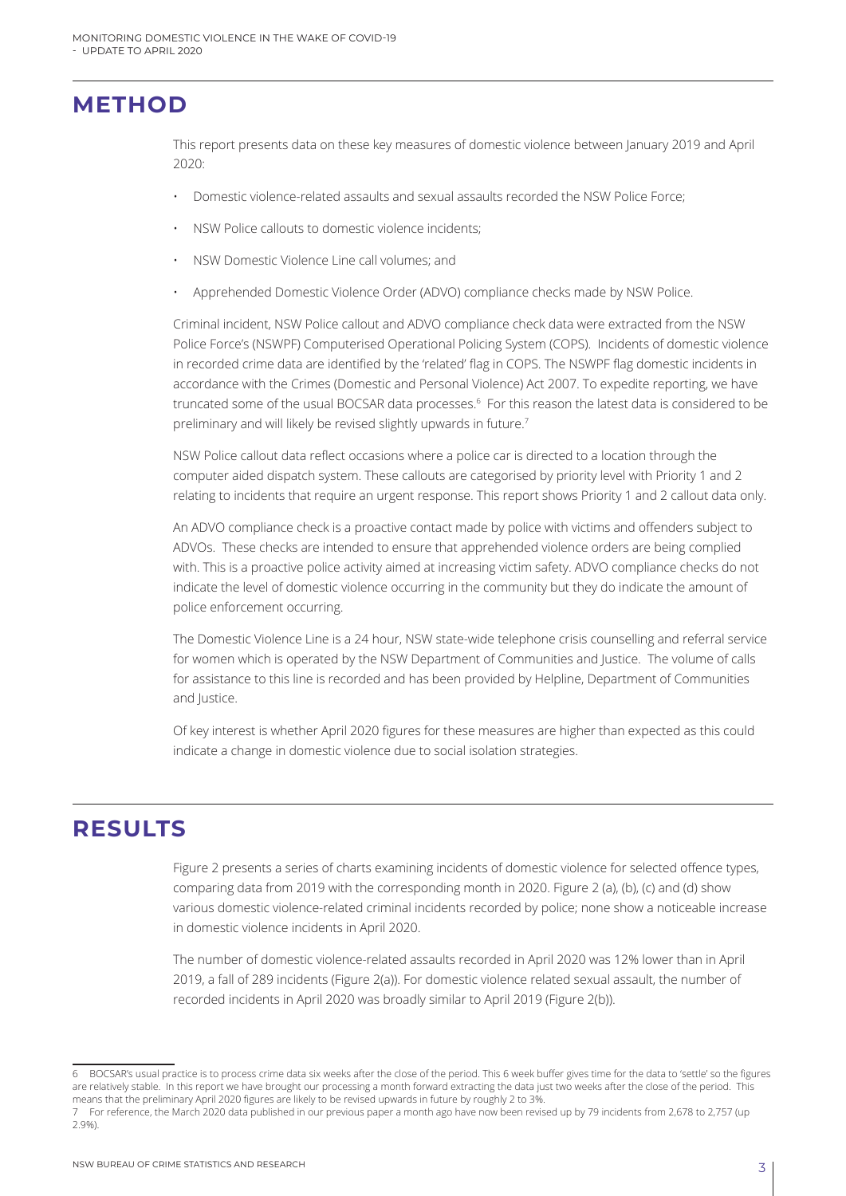## METHOD

This report presents data on these key measures of domestic violence between January 2019 and April 2020:

- Domestic violence-related assaults and sexual assaults recorded the NSW Police Force;
- NSW Police callouts to domestic violence incidents;
- NSW Domestic Violence Line call volumes; and
- Apprehended Domestic Violence Order (ADVO) compliance checks made by NSW Police.

Criminal incident, NSW Police callout and ADVO compliance check data were extracted from the NSW Police Force's (NSWPF) Computerised Operational Policing System (COPS). Incidents of domestic violence in recorded crime data are identified by the 'related' flag in COPS. The NSWPF flag domestic incidents in accordance with the Crimes (Domestic and Personal Violence) Act 2007. To expedite reporting, we have truncated some of the usual BOCSAR data processes.[6] For this reason the latest data is considered to be preliminary and will likely be revised slightly upwards in future.[7]

NSW Police callout data reflect occasions where a police car is directed to a location through the computer aided dispatch system. These callouts are categorised by priority level with Priority 1 and 2 relating to incidents that require an urgent response. This report shows Priority 1 and 2 callout data only.

An ADVO compliance check is a proactive contact made by police with victims and offenders subject to ADVOs. These checks are intended to ensure that apprehended violence orders are being complied with. This is a proactive police activity aimed at increasing victim safety. ADVO compliance checks do not indicate the level of domestic violence occurring in the community but they do indicate the amount of police enforcement occurring.

The Domestic Violence Line is a 24 hour, NSW state-wide telephone crisis counselling and referral service for women which is operated by the NSW Department of Communities and Justice. The volume of calls for assistance to this line is recorded and has been provided by Helpline, Department of Communities and Justice.

Of key interest is whether April 2020 figures for these measures are higher than expected as this could indicate a change in domestic violence due to social isolation strategies.

## RESULTS

Figure 2 presents a series of charts examining incidents of domestic violence for selected offence types, comparing data from 2019 with the corresponding month in 2020. Figure 2 (a), (b), (c) and (d) show various domestic violence-related criminal incidents recorded by police; none show a noticeable increase in domestic violence incidents in April 2020.

The number of domestic violence-related assaults recorded in April 2020 was 12% lower than in April 2019, a fall of 289 incidents (Figure 2(a)). For domestic violence related sexual assault, the number of recorded incidents in April 2020 was broadly similar to April 2019 (Figure 2(b)).

---

6 BOCSAR's usual practice is to process crime data six weeks after the close of the period. This 6 week buffer gives time for the data to 'settle' so the figures are relatively stable. In this report we have brought our processing a month forward extracting the data just two weeks after the close of the period. This means that the preliminary April 2020 figures are likely to be revised upwards in future by roughly 2 to 3%.

7 For reference, the March 2020 data published in our previous paper a month ago have now been revised up by 79 incidents from 2,678 to 2,757 (up 2.9%).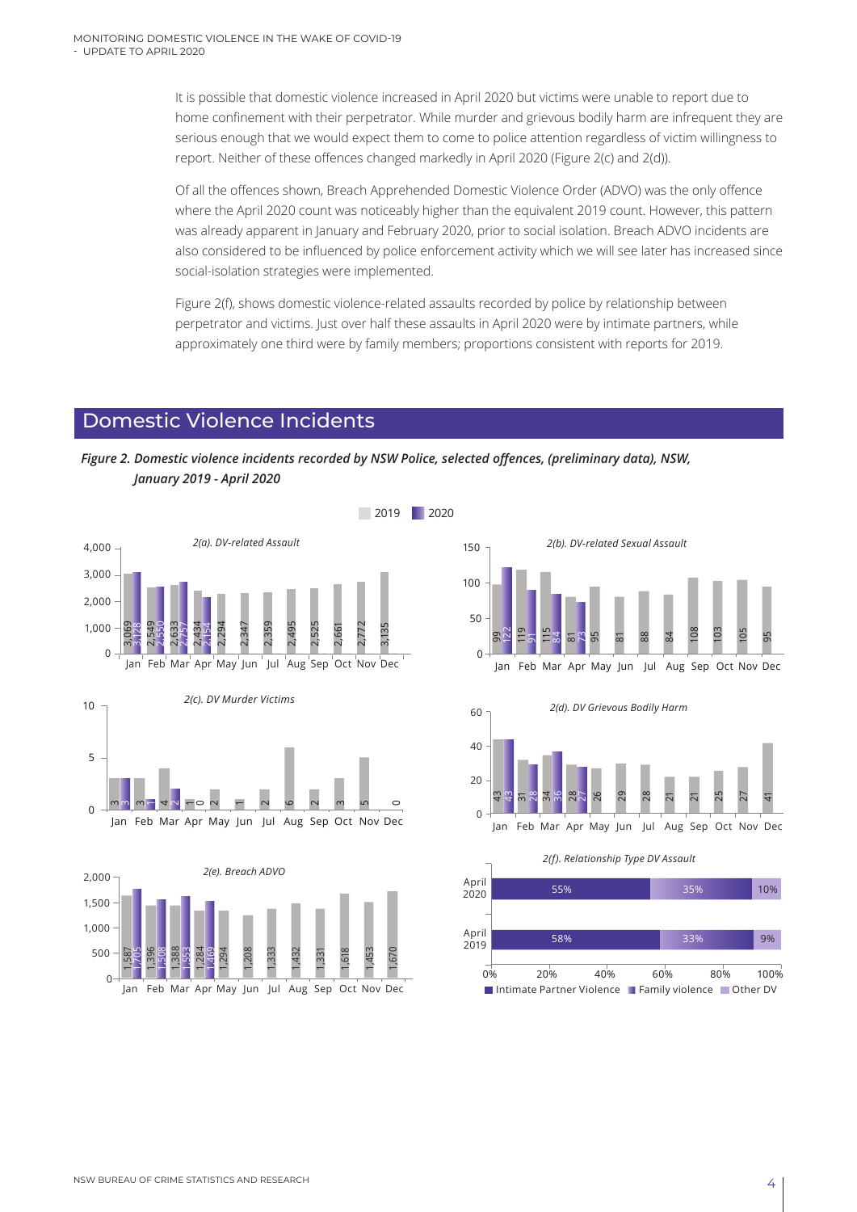It is possible that domestic violence increased in April 2020 but victims were unable to report due to home confinement with their perpetrator. While murder and grievous bodily harm are infrequent they are serious enough that we would expect them to come to police attention regardless of victim willingness to report. Neither of these offences changed markedly in April 2020 (Figure 2(c) and 2(d)).

Of all the offences shown, Breach Apprehended Domestic Violence Order (ADVO) was the only offence where the April 2020 count was noticeably higher than the equivalent 2019 count. However, this pattern was already apparent in January and February 2020, prior to social isolation. Breach ADVO incidents are also considered to be influenced by police enforcement activity which we will see later has increased since social-isolation strategies were implemented.

Figure 2(f), shows domestic violence-related assaults recorded by police by relationship between perpetrator and victims. Just over half these assaults in April 2020 were by intimate partners, while approximately one third were by family members; proportions consistent with reports for 2019.

## Domestic Violence Incidents

***Figure 2. Domestic violence incidents recorded by NSW Police, selected offences, (preliminary data), NSW, January 2019 - April 2020***

*2(a). DV-related Assault*

| | Jan | Feb | Mar | Apr | May | Jun | Jul | Aug | Sep | Oct | Nov | Dec |
|---|---|---|---|---|---|---|---|---|---|---|---|---|
| 2019 | 3,069 | 2,549 | 2,633 | 2,434 | 2,294 | 2,347 | 2,359 | 2,495 | 2,525 | 2,661 | 2,772 | 3,135 |
| 2020 | 3,128 | 2,550 | 2,757 | 2,154 | | | | | | | | |

*2(b). DV-related Sexual Assault*

| | Jan | Feb | Mar | Apr | May | Jun | Jul | Aug | Sep | Oct | Nov | Dec |
|---|---|---|---|---|---|---|---|---|---|---|---|---|
| 2019 | 99 | 119 | 115 | 81 | 95 | 81 | 88 | 84 | 108 | 103 | 105 | 95 |
| 2020 | 122 | 91 | 84 | 73 | | | | | | | | |

*2(c). DV Murder Victims*

| | Jan | Feb | Mar | Apr | May | Jun | Jul | Aug | Sep | Oct | Nov | Dec |
|---|---|---|---|---|---|---|---|---|---|---|---|---|
| 2019 | 3 | 3 | 4 | 1 | 2 | 1 | 2 | 6 | 2 | 3 | 5 | 0 |
| 2020 | 3 | 1 | 2 | 0 | | | | | | | | |

*2(d). DV Grievous Bodily Harm*

| | Jan | Feb | Mar | Apr | May | Jun | Jul | Aug | Sep | Oct | Nov | Dec |
|---|---|---|---|---|---|---|---|---|---|---|---|---|
| 2019 | 43 | 31 | 34 | 28 | 26 | 29 | 28 | 21 | 21 | 25 | 27 | 41 |
| 2020 | 43 | 28 | 36 | 27 | | | | | | | | |

*2(e). Breach ADVO*

| | Jan | Feb | Mar | Apr | May | Jun | Jul | Aug | Sep | Oct | Nov | Dec |
|---|---|---|---|---|---|---|---|---|---|---|---|---|
| 2019 | 1,587 | 1,396 | 1,388 | 1,284 | 1,294 | 1,208 | 1,333 | 1,432 | 1,331 | 1,618 | 1,453 | 1,670 |
| 2020 | 1,705 | 1,508 | 1,553 | 1,469 | | | | | | | | |

*2(f). Relationship Type DV Assault*

| | Intimate Partner Violence | Family violence | Other DV |
|---|---|---|---|
| April 2020 | 55% | 35% | 10% |
| April 2019 | 58% | 33% | 9% |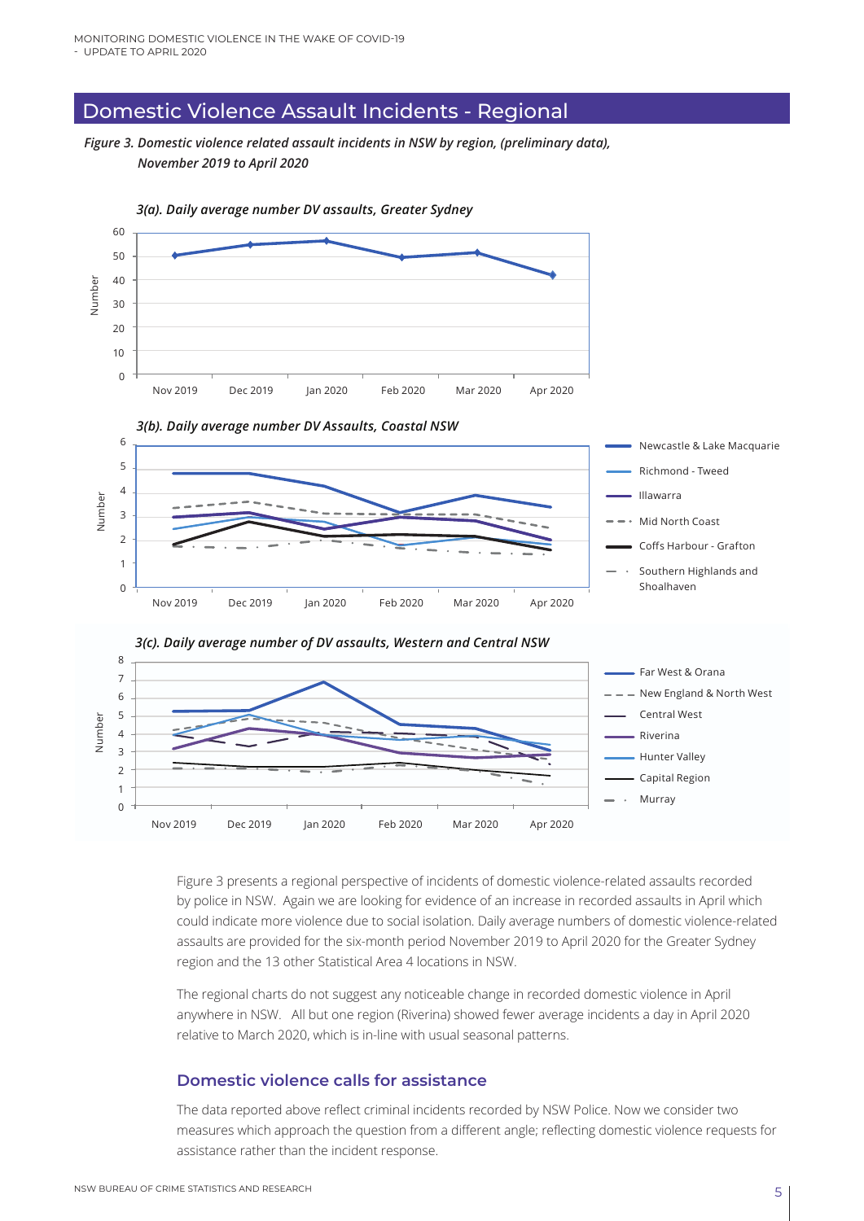## Domestic Violence Assault Incidents - Regional

***Figure 3. Domestic violence related assault incidents in NSW by region, (preliminary data), November 2019 to April 2020***

*3(a). Daily average number DV assaults, Greater Sydney*

*3(b). Daily average number DV Assaults, Coastal NSW*

*3(c). Daily average number of DV assaults, Western and Central NSW*

Figure 3 presents a regional perspective of incidents of domestic violence-related assaults recorded by police in NSW. Again we are looking for evidence of an increase in recorded assaults in April which could indicate more violence due to social isolation. Daily average numbers of domestic violence-related assaults are provided for the six-month period November 2019 to April 2020 for the Greater Sydney region and the 13 other Statistical Area 4 locations in NSW.

The regional charts do not suggest any noticeable change in recorded domestic violence in April anywhere in NSW. All but one region (Riverina) showed fewer average incidents a day in April 2020 relative to March 2020, which is in-line with usual seasonal patterns.

### Domestic violence calls for assistance

The data reported above reflect criminal incidents recorded by NSW Police. Now we consider two measures which approach the question from a different angle; reflecting domestic violence requests for assistance rather than the incident response.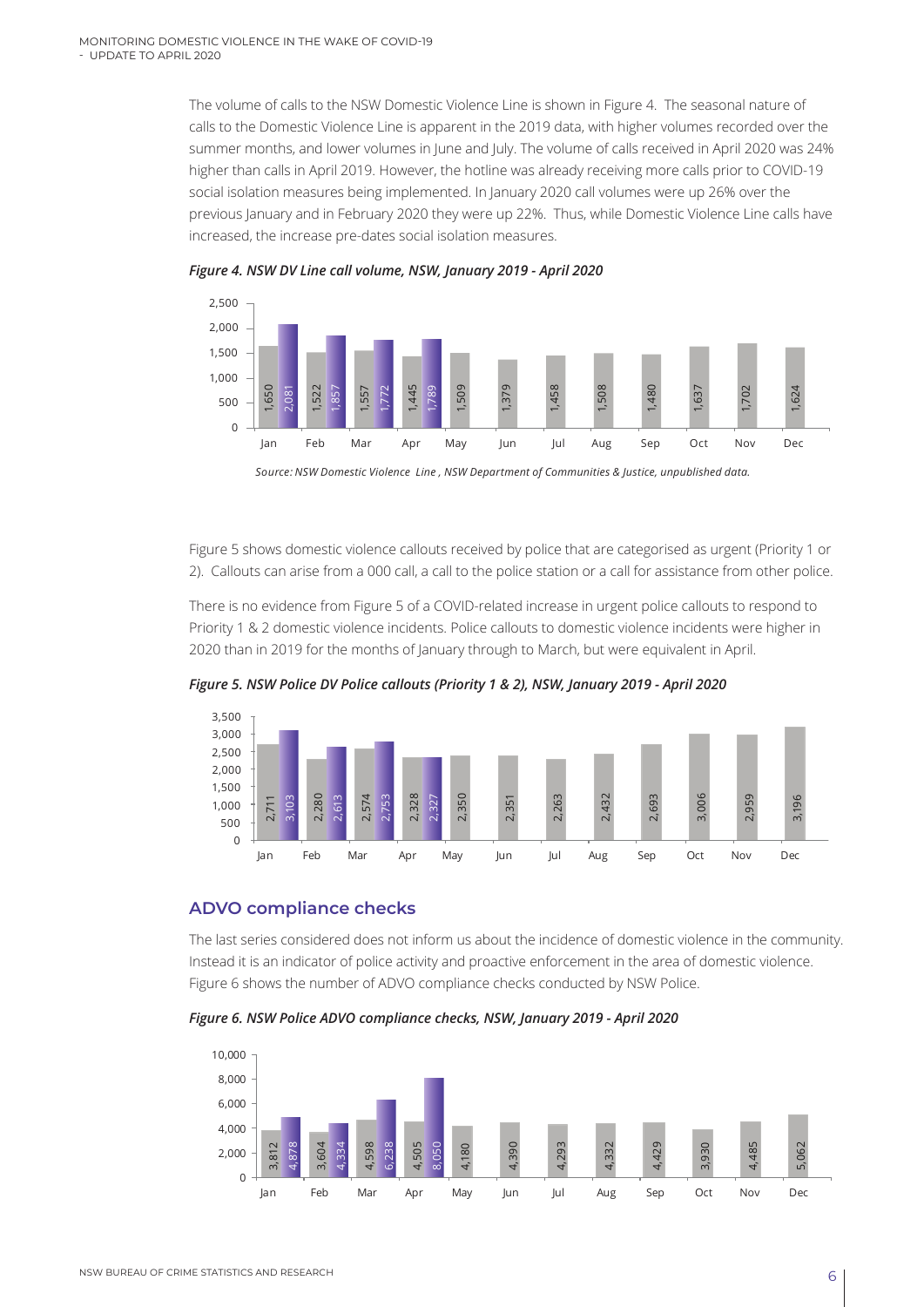The volume of calls to the NSW Domestic Violence Line is shown in Figure 4. The seasonal nature of calls to the Domestic Violence Line is apparent in the 2019 data, with higher volumes recorded over the summer months, and lower volumes in June and July. The volume of calls received in April 2020 was 24% higher than calls in April 2019. However, the hotline was already receiving more calls prior to COVID-19 social isolation measures being implemented. In January 2020 call volumes were up 26% over the previous January and in February 2020 they were up 22%. Thus, while Domestic Violence Line calls have increased, the increase pre-dates social isolation measures.

*Figure 4. NSW DV Line call volume, NSW, January 2019 - April 2020*

| | Jan | Feb | Mar | Apr | May | Jun | Jul | Aug | Sep | Oct | Nov | Dec |
|---|---|---|---|---|---|---|---|---|---|---|---|---|
| 2019 | 1,650 | 1,522 | 1,557 | 1,445 | 1,509 | 1,379 | 1,458 | 1,508 | 1,480 | 1,637 | 1,702 | 1,624 |
| 2020 | 2,081 | 1,857 | 1,772 | 1,789 | | | | | | | | |

*Source: NSW Domestic Violence Line , NSW Department of Communities & Justice, unpublished data.*

Figure 5 shows domestic violence callouts received by police that are categorised as urgent (Priority 1 or 2). Callouts can arise from a 000 call, a call to the police station or a call for assistance from other police.

There is no evidence from Figure 5 of a COVID-related increase in urgent police callouts to respond to Priority 1 & 2 domestic violence incidents. Police callouts to domestic violence incidents were higher in 2020 than in 2019 for the months of January through to March, but were equivalent in April.

*Figure 5. NSW Police DV Police callouts (Priority 1 & 2), NSW, January 2019 - April 2020*

| | Jan | Feb | Mar | Apr | May | Jun | Jul | Aug | Sep | Oct | Nov | Dec |
|---|---|---|---|---|---|---|---|---|---|---|---|---|
| 2019 | 2,711 | 2,280 | 2,574 | 2,328 | 2,350 | 2,351 | 2,263 | 2,432 | 2,693 | 3,006 | 2,959 | 3,196 |
| 2020 | 3,103 | 2,613 | 2,753 | 2,327 | | | | | | | | |

## ADVO compliance checks

The last series considered does not inform us about the incidence of domestic violence in the community. Instead it is an indicator of police activity and proactive enforcement in the area of domestic violence. Figure 6 shows the number of ADVO compliance checks conducted by NSW Police.

*Figure 6. NSW Police ADVO compliance checks, NSW, January 2019 - April 2020*

| | Jan | Feb | Mar | Apr | May | Jun | Jul | Aug | Sep | Oct | Nov | Dec |
|---|---|---|---|---|---|---|---|---|---|---|---|---|
| 2019 | 3,812 | 3,604 | 4,598 | 4,505 | 4,180 | 4,390 | 4,293 | 4,332 | 4,429 | 3,930 | 4,485 | 5,062 |
| 2020 | 4,878 | 4,334 | 6,238 | 8,050 | | | | | | | | |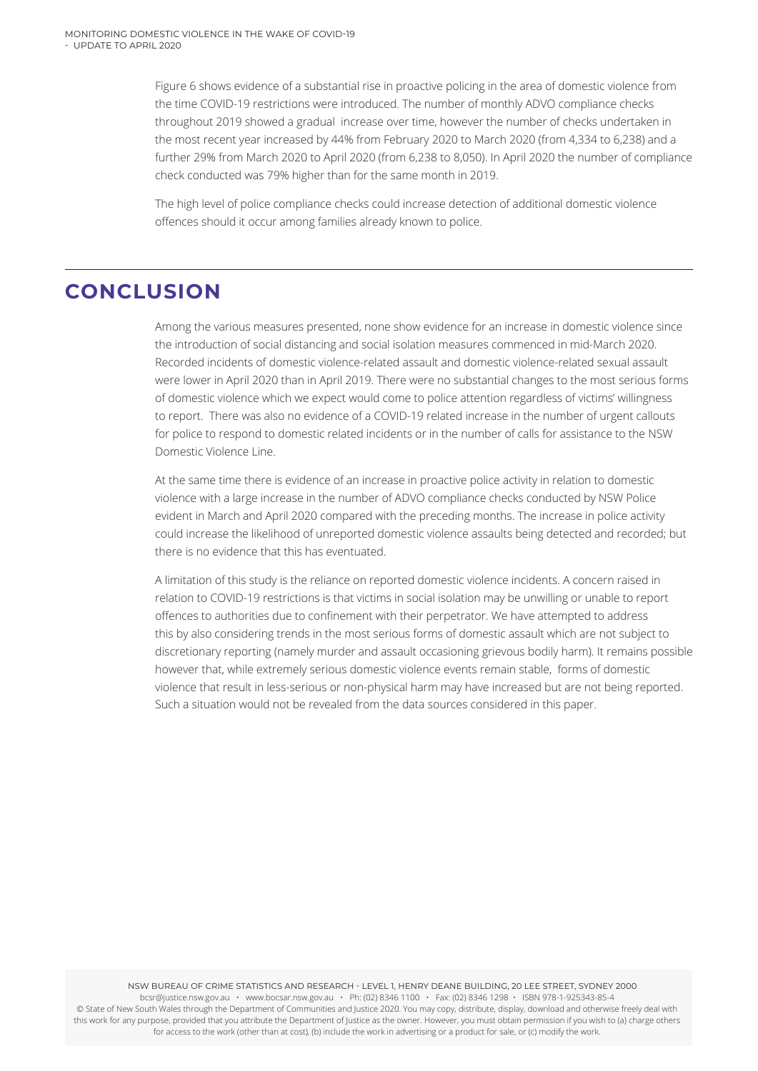Figure 6 shows evidence of a substantial rise in proactive policing in the area of domestic violence from the time COVID-19 restrictions were introduced. The number of monthly ADVO compliance checks throughout 2019 showed a gradual increase over time, however the number of checks undertaken in the most recent year increased by 44% from February 2020 to March 2020 (from 4,334 to 6,238) and a further 29% from March 2020 to April 2020 (from 6,238 to 8,050). In April 2020 the number of compliance check conducted was 79% higher than for the same month in 2019.

The high level of police compliance checks could increase detection of additional domestic violence offences should it occur among families already known to police.

## CONCLUSION

Among the various measures presented, none show evidence for an increase in domestic violence since the introduction of social distancing and social isolation measures commenced in mid-March 2020. Recorded incidents of domestic violence-related assault and domestic violence-related sexual assault were lower in April 2020 than in April 2019. There were no substantial changes to the most serious forms of domestic violence which we expect would come to police attention regardless of victims' willingness to report. There was also no evidence of a COVID-19 related increase in the number of urgent callouts for police to respond to domestic related incidents or in the number of calls for assistance to the NSW Domestic Violence Line.

At the same time there is evidence of an increase in proactive police activity in relation to domestic violence with a large increase in the number of ADVO compliance checks conducted by NSW Police evident in March and April 2020 compared with the preceding months. The increase in police activity could increase the likelihood of unreported domestic violence assaults being detected and recorded; but there is no evidence that this has eventuated.

A limitation of this study is the reliance on reported domestic violence incidents. A concern raised in relation to COVID-19 restrictions is that victims in social isolation may be unwilling or unable to report offences to authorities due to confinement with their perpetrator. We have attempted to address this by also considering trends in the most serious forms of domestic assault which are not subject to discretionary reporting (namely murder and assault occasioning grievous bodily harm). It remains possible however that, while extremely serious domestic violence events remain stable, forms of domestic violence that result in less-serious or non-physical harm may have increased but are not being reported. Such a situation would not be revealed from the data sources considered in this paper.

NSW BUREAU OF CRIME STATISTICS AND RESEARCH - LEVEL 1, HENRY DEANE BUILDING, 20 LEE STREET, SYDNEY 2000
bcsr@justice.nsw.gov.au • www.bocsar.nsw.gov.au • Ph: (02) 8346 1100 • Fax: (02) 8346 1298 • ISBN 978-1-925343-85-4
© State of New South Wales through the Department of Communities and Justice 2020. You may copy, distribute, display, download and otherwise freely deal with this work for any purpose, provided that you attribute the Department of Justice as the owner. However, you must obtain permission if you wish to (a) charge others for access to the work (other than at cost), (b) include the work in advertising or a product for sale, or (c) modify the work.